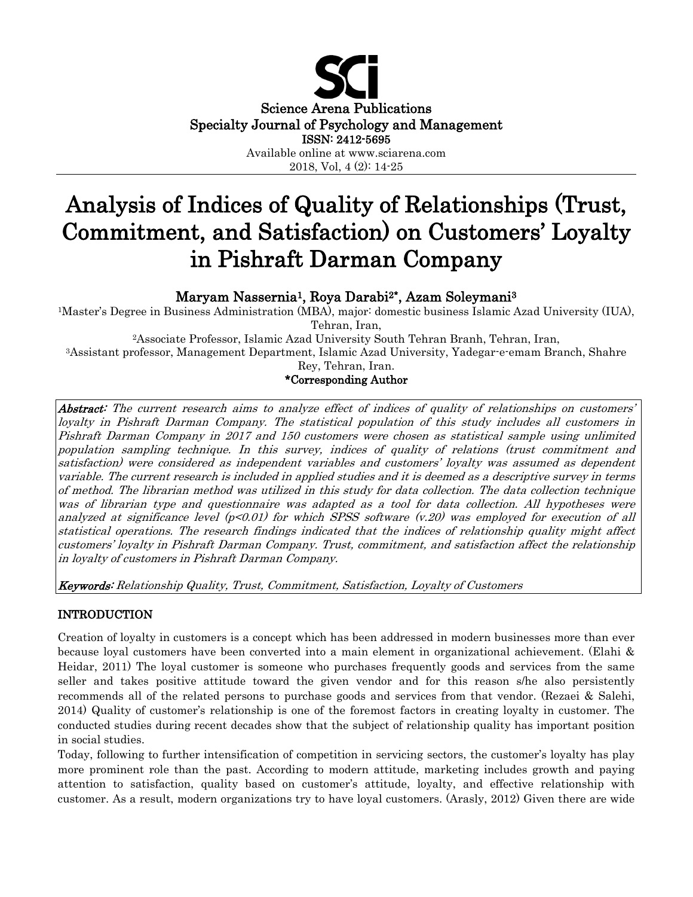Science Arena Publications
Specialty Journal of Psychology and Management
ISSN: 2412-5695
Available online at www.sciarena.com
2018, Vol, 4 (2): 14-25

# Analysis of Indices of Quality of Relationships (Trust, Commitment, and Satisfaction) on Customers' Loyalty in Pishraft Darman Company

**Maryam Nassernia[1], Roya Darabi[2*], Azam Soleymani[3]**

[1]Master's Degree in Business Administration (MBA), major: domestic business Islamic Azad University (IUA), Tehran, Iran,

[2]Associate Professor, Islamic Azad University South Tehran Branh, Tehran, Iran,

[3]Assistant professor, Management Department, Islamic Azad University, Yadegar-e-emam Branch, Shahre Rey, Tehran, Iran.

**\*Corresponding Author**

***Abstract:*** *The current research aims to analyze effect of indices of quality of relationships on customers' loyalty in Pishraft Darman Company. The statistical population of this study includes all customers in Pishraft Darman Company in 2017 and 150 customers were chosen as statistical sample using unlimited population sampling technique. In this survey, indices of quality of relations (trust commitment and satisfaction) were considered as independent variables and customers' loyalty was assumed as dependent variable. The current research is included in applied studies and it is deemed as a descriptive survey in terms of method. The librarian method was utilized in this study for data collection. The data collection technique was of librarian type and questionnaire was adapted as a tool for data collection. All hypotheses were analyzed at significance level ($p<0.01$) for which SPSS software (v.20) was employed for execution of all statistical operations. The research findings indicated that the indices of relationship quality might affect customers' loyalty in Pishraft Darman Company. Trust, commitment, and satisfaction affect the relationship in loyalty of customers in Pishraft Darman Company.*

***Keywords:*** *Relationship Quality, Trust, Commitment, Satisfaction, Loyalty of Customers*

## INTRODUCTION

Creation of loyalty in customers is a concept which has been addressed in modern businesses more than ever because loyal customers have been converted into a main element in organizational achievement. (Elahi & Heidar, 2011) The loyal customer is someone who purchases frequently goods and services from the same seller and takes positive attitude toward the given vendor and for this reason s/he also persistently recommends all of the related persons to purchase goods and services from that vendor. (Rezaei & Salehi, 2014) Quality of customer's relationship is one of the foremost factors in creating loyalty in customer. The conducted studies during recent decades show that the subject of relationship quality has important position in social studies.

Today, following to further intensification of competition in servicing sectors, the customer's loyalty has play more prominent role than the past. According to modern attitude, marketing includes growth and paying attention to satisfaction, quality based on customer's attitude, loyalty, and effective relationship with customer. As a result, modern organizations try to have loyal customers. (Arasly, 2012) Given there are wide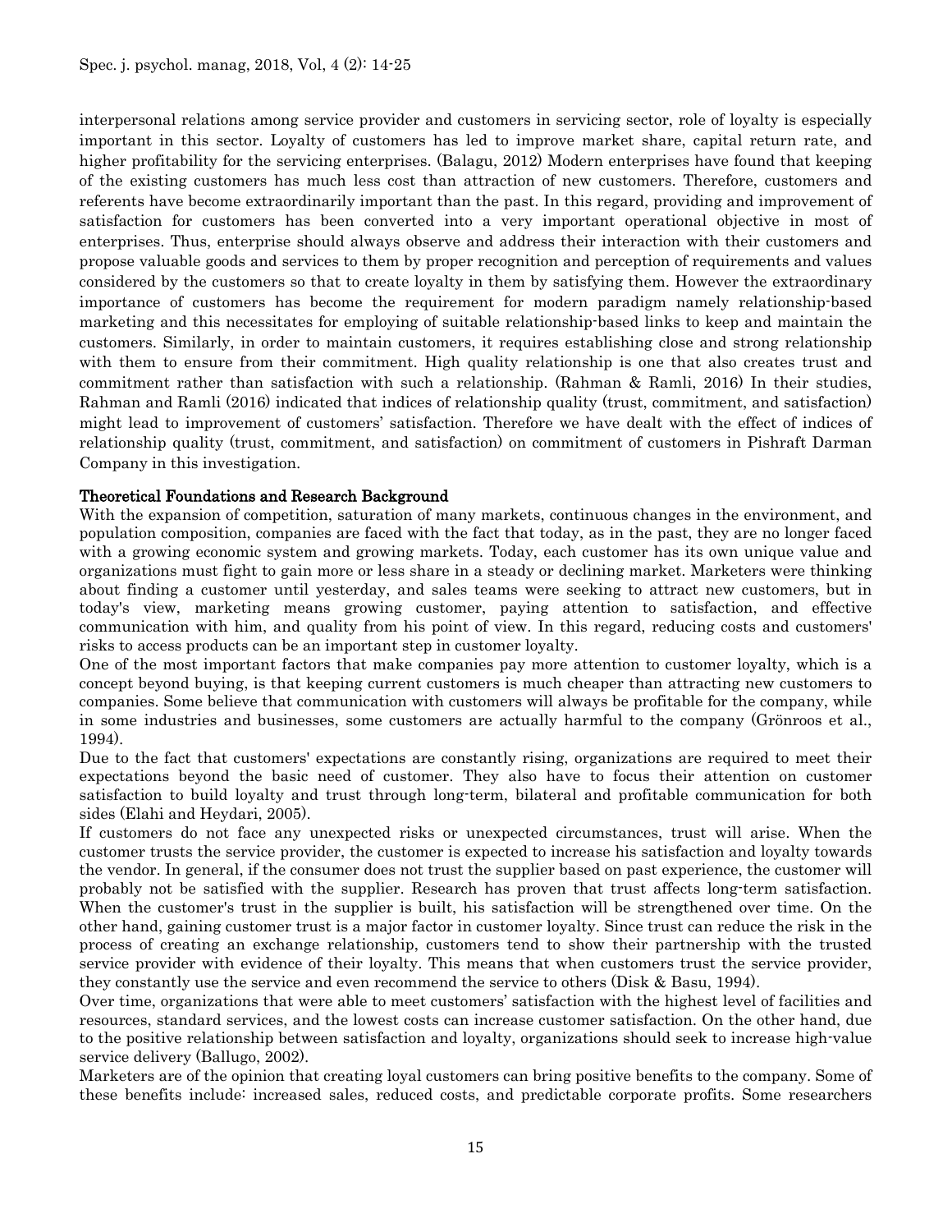interpersonal relations among service provider and customers in servicing sector, role of loyalty is especially important in this sector. Loyalty of customers has led to improve market share, capital return rate, and higher profitability for the servicing enterprises. (Balagu, 2012) Modern enterprises have found that keeping of the existing customers has much less cost than attraction of new customers. Therefore, customers and referents have become extraordinarily important than the past. In this regard, providing and improvement of satisfaction for customers has been converted into a very important operational objective in most of enterprises. Thus, enterprise should always observe and address their interaction with their customers and propose valuable goods and services to them by proper recognition and perception of requirements and values considered by the customers so that to create loyalty in them by satisfying them. However the extraordinary importance of customers has become the requirement for modern paradigm namely relationship-based marketing and this necessitates for employing of suitable relationship-based links to keep and maintain the customers. Similarly, in order to maintain customers, it requires establishing close and strong relationship with them to ensure from their commitment. High quality relationship is one that also creates trust and commitment rather than satisfaction with such a relationship. (Rahman & Ramli, 2016) In their studies, Rahman and Ramli (2016) indicated that indices of relationship quality (trust, commitment, and satisfaction) might lead to improvement of customers' satisfaction. Therefore we have dealt with the effect of indices of relationship quality (trust, commitment, and satisfaction) on commitment of customers in Pishraft Darman Company in this investigation.

## Theoretical Foundations and Research Background

With the expansion of competition, saturation of many markets, continuous changes in the environment, and population composition, companies are faced with the fact that today, as in the past, they are no longer faced with a growing economic system and growing markets. Today, each customer has its own unique value and organizations must fight to gain more or less share in a steady or declining market. Marketers were thinking about finding a customer until yesterday, and sales teams were seeking to attract new customers, but in today's view, marketing means growing customer, paying attention to satisfaction, and effective communication with him, and quality from his point of view. In this regard, reducing costs and customers' risks to access products can be an important step in customer loyalty.

One of the most important factors that make companies pay more attention to customer loyalty, which is a concept beyond buying, is that keeping current customers is much cheaper than attracting new customers to companies. Some believe that communication with customers will always be profitable for the company, while in some industries and businesses, some customers are actually harmful to the company (Grönroos et al., 1994).

Due to the fact that customers' expectations are constantly rising, organizations are required to meet their expectations beyond the basic need of customer. They also have to focus their attention on customer satisfaction to build loyalty and trust through long-term, bilateral and profitable communication for both sides (Elahi and Heydari, 2005).

If customers do not face any unexpected risks or unexpected circumstances, trust will arise. When the customer trusts the service provider, the customer is expected to increase his satisfaction and loyalty towards the vendor. In general, if the consumer does not trust the supplier based on past experience, the customer will probably not be satisfied with the supplier. Research has proven that trust affects long-term satisfaction. When the customer's trust in the supplier is built, his satisfaction will be strengthened over time. On the other hand, gaining customer trust is a major factor in customer loyalty. Since trust can reduce the risk in the process of creating an exchange relationship, customers tend to show their partnership with the trusted service provider with evidence of their loyalty. This means that when customers trust the service provider, they constantly use the service and even recommend the service to others (Disk & Basu, 1994).

Over time, organizations that were able to meet customers' satisfaction with the highest level of facilities and resources, standard services, and the lowest costs can increase customer satisfaction. On the other hand, due to the positive relationship between satisfaction and loyalty, organizations should seek to increase high-value service delivery (Ballugo, 2002).

Marketers are of the opinion that creating loyal customers can bring positive benefits to the company. Some of these benefits include: increased sales, reduced costs, and predictable corporate profits. Some researchers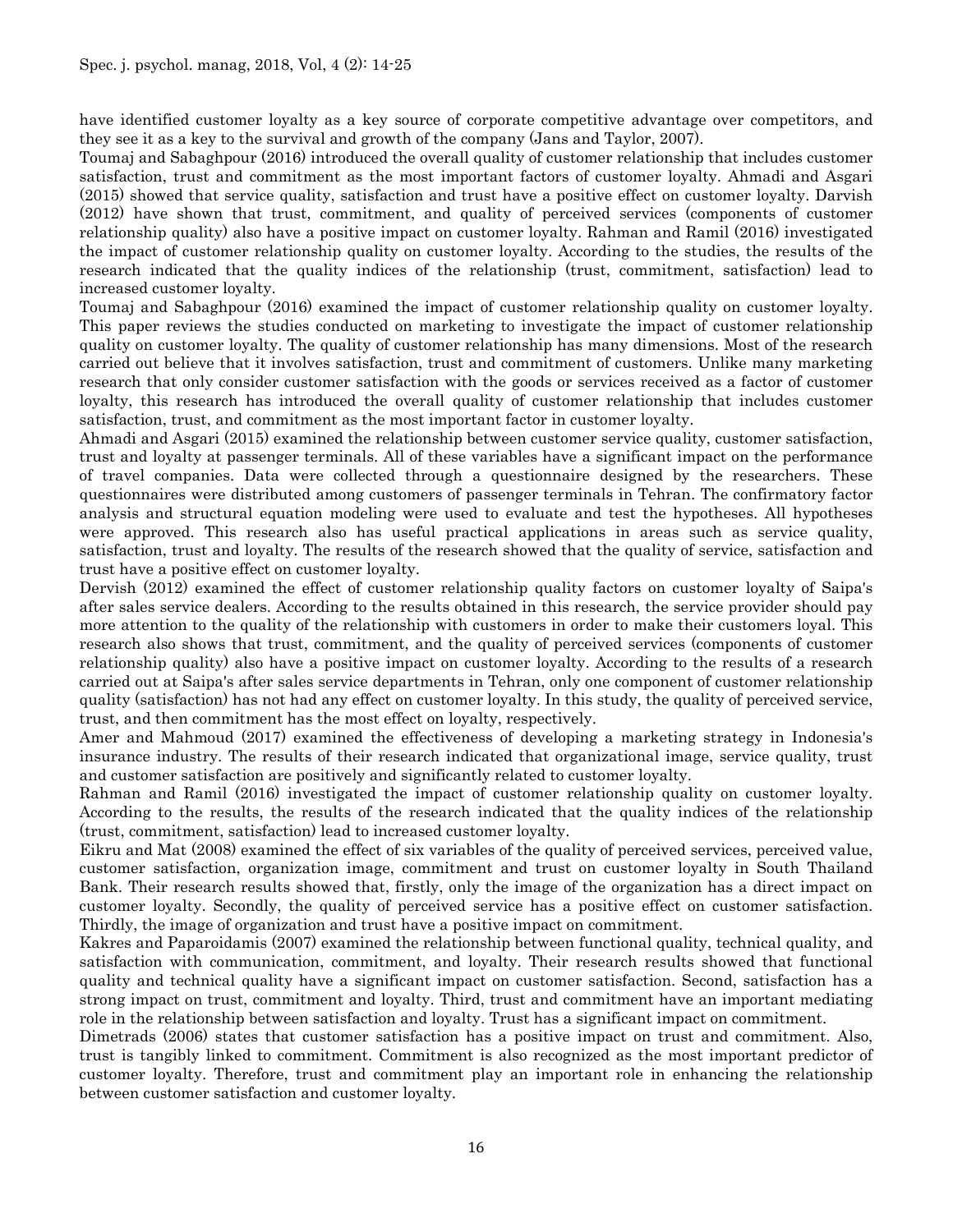have identified customer loyalty as a key source of corporate competitive advantage over competitors, and they see it as a key to the survival and growth of the company (Jans and Taylor, 2007).

Toumaj and Sabaghpour (2016) introduced the overall quality of customer relationship that includes customer satisfaction, trust and commitment as the most important factors of customer loyalty. Ahmadi and Asgari (2015) showed that service quality, satisfaction and trust have a positive effect on customer loyalty. Darvish (2012) have shown that trust, commitment, and quality of perceived services (components of customer relationship quality) also have a positive impact on customer loyalty. Rahman and Ramil (2016) investigated the impact of customer relationship quality on customer loyalty. According to the studies, the results of the research indicated that the quality indices of the relationship (trust, commitment, satisfaction) lead to increased customer loyalty.

Toumaj and Sabaghpour (2016) examined the impact of customer relationship quality on customer loyalty. This paper reviews the studies conducted on marketing to investigate the impact of customer relationship quality on customer loyalty. The quality of customer relationship has many dimensions. Most of the research carried out believe that it involves satisfaction, trust and commitment of customers. Unlike many marketing research that only consider customer satisfaction with the goods or services received as a factor of customer loyalty, this research has introduced the overall quality of customer relationship that includes customer satisfaction, trust, and commitment as the most important factor in customer loyalty.

Ahmadi and Asgari (2015) examined the relationship between customer service quality, customer satisfaction, trust and loyalty at passenger terminals. All of these variables have a significant impact on the performance of travel companies. Data were collected through a questionnaire designed by the researchers. These questionnaires were distributed among customers of passenger terminals in Tehran. The confirmatory factor analysis and structural equation modeling were used to evaluate and test the hypotheses. All hypotheses were approved. This research also has useful practical applications in areas such as service quality, satisfaction, trust and loyalty. The results of the research showed that the quality of service, satisfaction and trust have a positive effect on customer loyalty.

Dervish (2012) examined the effect of customer relationship quality factors on customer loyalty of Saipa's after sales service dealers. According to the results obtained in this research, the service provider should pay more attention to the quality of the relationship with customers in order to make their customers loyal. This research also shows that trust, commitment, and the quality of perceived services (components of customer relationship quality) also have a positive impact on customer loyalty. According to the results of a research carried out at Saipa's after sales service departments in Tehran, only one component of customer relationship quality (satisfaction) has not had any effect on customer loyalty. In this study, the quality of perceived service, trust, and then commitment has the most effect on loyalty, respectively.

Amer and Mahmoud (2017) examined the effectiveness of developing a marketing strategy in Indonesia's insurance industry. The results of their research indicated that organizational image, service quality, trust and customer satisfaction are positively and significantly related to customer loyalty.

Rahman and Ramil (2016) investigated the impact of customer relationship quality on customer loyalty. According to the results, the results of the research indicated that the quality indices of the relationship (trust, commitment, satisfaction) lead to increased customer loyalty.

Eikru and Mat (2008) examined the effect of six variables of the quality of perceived services, perceived value, customer satisfaction, organization image, commitment and trust on customer loyalty in South Thailand Bank. Their research results showed that, firstly, only the image of the organization has a direct impact on customer loyalty. Secondly, the quality of perceived service has a positive effect on customer satisfaction. Thirdly, the image of organization and trust have a positive impact on commitment.

Kakres and Paparoidamis (2007) examined the relationship between functional quality, technical quality, and satisfaction with communication, commitment, and loyalty. Their research results showed that functional quality and technical quality have a significant impact on customer satisfaction. Second, satisfaction has a strong impact on trust, commitment and loyalty. Third, trust and commitment have an important mediating role in the relationship between satisfaction and loyalty. Trust has a significant impact on commitment.

Dimetrads (2006) states that customer satisfaction has a positive impact on trust and commitment. Also, trust is tangibly linked to commitment. Commitment is also recognized as the most important predictor of customer loyalty. Therefore, trust and commitment play an important role in enhancing the relationship between customer satisfaction and customer loyalty.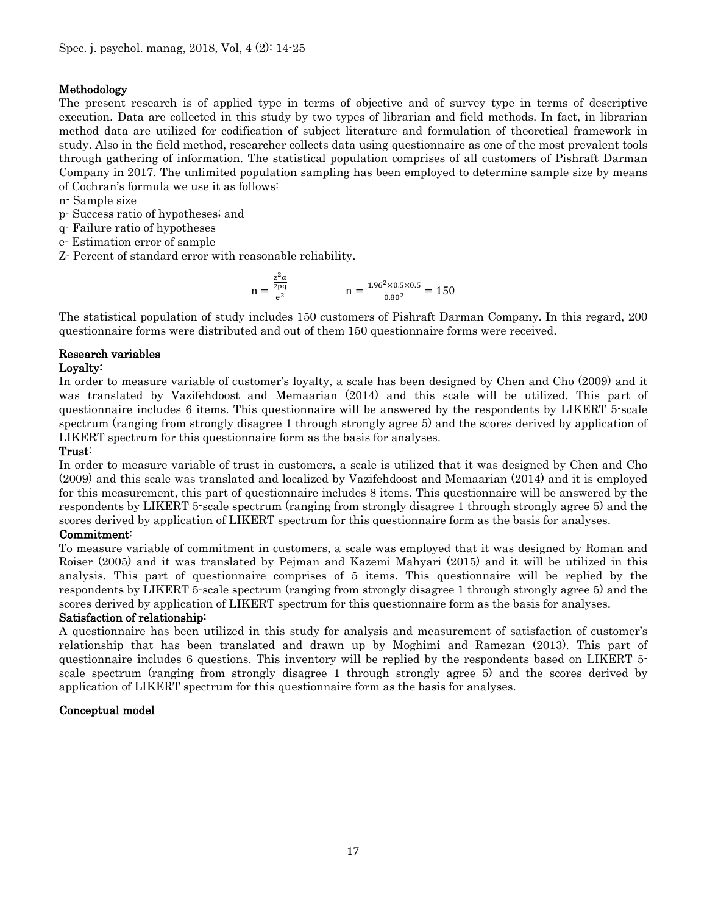## Methodology

The present research is of applied type in terms of objective and of survey type in terms of descriptive execution. Data are collected in this study by two types of librarian and field methods. In fact, in librarian method data are utilized for codification of subject literature and formulation of theoretical framework in study. Also in the field method, researcher collects data using questionnaire as one of the most prevalent tools through gathering of information. The statistical population comprises of all customers of Pishraft Darman Company in 2017. The unlimited population sampling has been employed to determine sample size by means of Cochran's formula we use it as follows:

n- Sample size

p- Success ratio of hypotheses; and

q- Failure ratio of hypotheses

e- Estimation error of sample

Z- Percent of standard error with reasonable reliability.

$$n = \frac{\frac{z^2 \alpha}{2pq}}{e^2} \qquad n = \frac{1.96^2 \times 0.5 \times 0.5}{0.80^2} = 150$$

The statistical population of study includes 150 customers of Pishraft Darman Company. In this regard, 200 questionnaire forms were distributed and out of them 150 questionnaire forms were received.

## Research variables

### Loyalty:

In order to measure variable of customer's loyalty, a scale has been designed by Chen and Cho (2009) and it was translated by Vazifehdoost and Memaarian (2014) and this scale will be utilized. This part of questionnaire includes 6 items. This questionnaire will be answered by the respondents by LIKERT 5-scale spectrum (ranging from strongly disagree 1 through strongly agree 5) and the scores derived by application of LIKERT spectrum for this questionnaire form as the basis for analyses.

### Trust:

In order to measure variable of trust in customers, a scale is utilized that it was designed by Chen and Cho (2009) and this scale was translated and localized by Vazifehdoost and Memaarian (2014) and it is employed for this measurement, this part of questionnaire includes 8 items. This questionnaire will be answered by the respondents by LIKERT 5-scale spectrum (ranging from strongly disagree 1 through strongly agree 5) and the scores derived by application of LIKERT spectrum for this questionnaire form as the basis for analyses.

### Commitment:

To measure variable of commitment in customers, a scale was employed that it was designed by Roman and Roiser (2005) and it was translated by Pejman and Kazemi Mahyari (2015) and it will be utilized in this analysis. This part of questionnaire comprises of 5 items. This questionnaire will be replied by the respondents by LIKERT 5-scale spectrum (ranging from strongly disagree 1 through strongly agree 5) and the scores derived by application of LIKERT spectrum for this questionnaire form as the basis for analyses.

### Satisfaction of relationship:

A questionnaire has been utilized in this study for analysis and measurement of satisfaction of customer's relationship that has been translated and drawn up by Moghimi and Ramezan (2013). This part of questionnaire includes 6 questions. This inventory will be replied by the respondents based on LIKERT 5-scale spectrum (ranging from strongly disagree 1 through strongly agree 5) and the scores derived by application of LIKERT spectrum for this questionnaire form as the basis for analyses.

## Conceptual model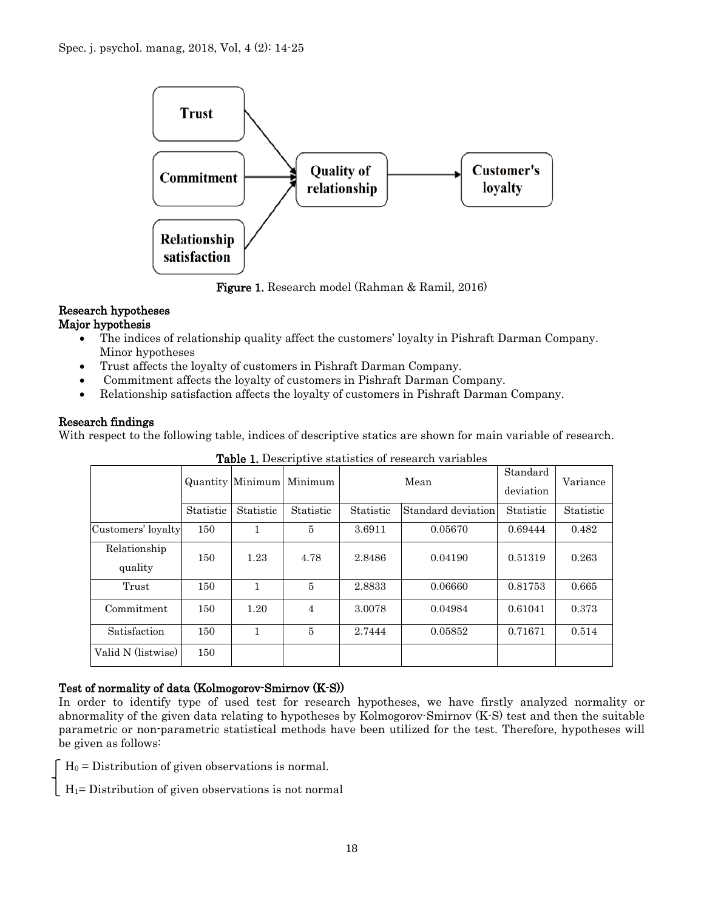Figure 1. Research model (Rahman & Ramil, 2016)

## Research hypotheses

### Major hypothesis

- The indices of relationship quality affect the customers' loyalty in Pishraft Darman Company.
  Minor hypotheses
- Trust affects the loyalty of customers in Pishraft Darman Company.
- Commitment affects the loyalty of customers in Pishraft Darman Company.
- Relationship satisfaction affects the loyalty of customers in Pishraft Darman Company.

## Research findings

With respect to the following table, indices of descriptive statics are shown for main variable of research.

**Table 1.** Descriptive statistics of research variables

| | Quantity | Minimum | Minimum | Mean | | Standard deviation | Variance |
|---|---|---|---|---|---|---|---|
| | Statistic | Statistic | Statistic | Statistic | Standard deviation | Statistic | Statistic |
| Customers' loyalty | 150 | 1 | 5 | 3.6911 | 0.05670 | 0.69444 | 0.482 |
| Relationship quality | 150 | 1.23 | 4.78 | 2.8486 | 0.04190 | 0.51319 | 0.263 |
| Trust | 150 | 1 | 5 | 2.8833 | 0.06660 | 0.81753 | 0.665 |
| Commitment | 150 | 1.20 | 4 | 3.0078 | 0.04984 | 0.61041 | 0.373 |
| Satisfaction | 150 | 1 | 5 | 2.7444 | 0.05852 | 0.71671 | 0.514 |
| Valid N (listwise) | 150 | | | | | | |

## Test of normality of data (Kolmogorov-Smirnov (K-S))

In order to identify type of used test for research hypotheses, we have firstly analyzed normality or abnormality of the given data relating to hypotheses by Kolmogorov-Smirnov (K-S) test and then the suitable parametric or non-parametric statistical methods have been utilized for the test. Therefore, hypotheses will be given as follows:

$H_0$ = Distribution of given observations is normal.

$H_1$= Distribution of given observations is not normal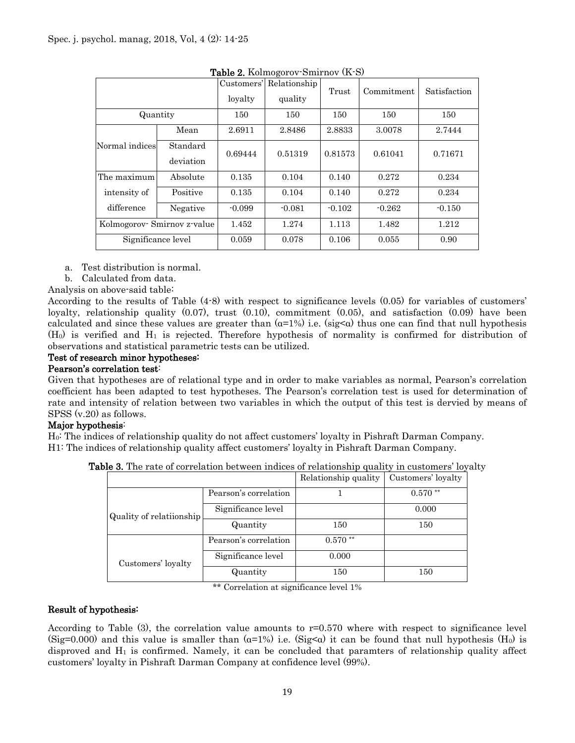**Table 2.** Kolmogorov-Smirnov (K-S)

| | | Customers' loyalty | Relationship quality | Trust | Commitment | Satisfaction |
|---|---|---|---|---|---|---|
| Quantity | | 150 | 150 | 150 | 150 | 150 |
| Normal indices | Mean | 2.6911 | 2.8486 | 2.8833 | 3.0078 | 2.7444 |
| | Standard deviation | 0.69444 | 0.51319 | 0.81573 | 0.61041 | 0.71671 |
| The maximum intensity of difference | Absolute | 0.135 | 0.104 | 0.140 | 0.272 | 0.234 |
| | Positive | 0.135 | 0.104 | 0.140 | 0.272 | 0.234 |
| | Negative | -0.099 | -0.081 | -0.102 | -0.262 | -0.150 |
| Kolmogorov- Smirnov z-value | | 1.452 | 1.274 | 1.113 | 1.482 | 1.212 |
| Significance level | | 0.059 | 0.078 | 0.106 | 0.055 | 0.90 |

a. Test distribution is normal.
b. Calculated from data.

Analysis on above-said table:

According to the results of Table (4-8) with respect to significance levels (0.05) for variables of customers' loyalty, relationship quality (0.07), trust (0.10), commitment (0.05), and satisfaction (0.09) have been calculated and since these values are greater than ($\alpha$=1%) i.e. (sig<$\alpha$) thus one can find that null hypothesis ($H_0$) is verified and $H_1$ is rejected. Therefore hypothesis of normality is confirmed for distribution of observations and statistical parametric tests can be utilized.

**Test of research minor hypotheses:**

**Pearson's correlation test:**

Given that hypotheses are of relational type and in order to make variables as normal, Pearson's correlation coefficient has been adapted to test hypotheses. The Pearson's correlation test is used for determination of rate and intensity of relation between two variables in which the output of this test is dervied by means of SPSS (v.20) as follows.

**Major hypothesis:**

$H_0$: The indices of relationship quality do not affect customers' loyalty in Pishraft Darman Company.

H1: The indices of relationship quality affect customers' loyalty in Pishraft Darman Company.

**Table 3.** The rate of correlation between indices of relationship quality in customers' loyalty

| | | Relationship quality | Customers' loyalty |
|---|---|---|---|
| Quality of relatiionship | Pearson's correlation | 1 | 0.570 ** |
| | Significance level | | 0.000 |
| | Quantity | 150 | 150 |
| Customers' loyalty | Pearson's correlation | 0.570 ** | |
| | Significance level | 0.000 | |
| | Quantity | 150 | 150 |

** Correlation at significance level 1%

**Result of hypothesis:**

According to Table (3), the correlation value amounts to r=0.570 where with respect to significance level (Sig=0.000) and this value is smaller than ($\alpha$=1%) i.e. (Sig<$\alpha$) it can be found that null hypothesis ($H_0$) is disproved and $H_1$ is confirmed. Namely, it can be concluded that paramters of relationship quality affect customers' loyalty in Pishraft Darman Company at confidence level (99%).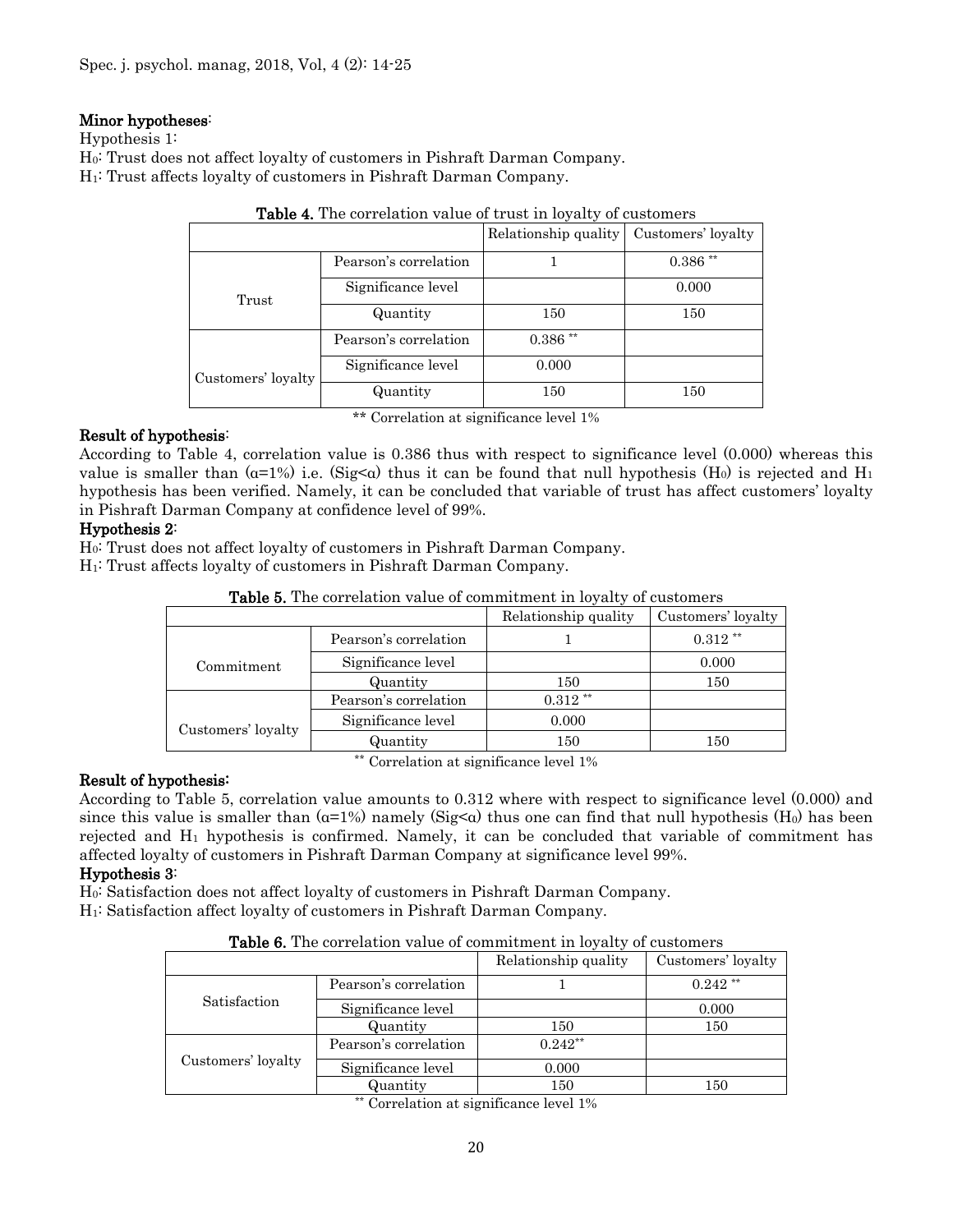**Minor hypotheses**:

Hypothesis 1:

$H_0$: Trust does not affect loyalty of customers in Pishraft Darman Company.

$H_1$: Trust affects loyalty of customers in Pishraft Darman Company.

**Table 4.** The correlation value of trust in loyalty of customers

| | | Relationship quality | Customers' loyalty |
|---|---|---|---|
| Trust | Pearson's correlation | 1 | 0.386 ** |
| | Significance level | | 0.000 |
| | Quantity | 150 | 150 |
| Customers' loyalty | Pearson's correlation | 0.386 ** | |
| | Significance level | 0.000 | |
| | Quantity | 150 | 150 |

** Correlation at significance level 1%

**Result of hypothesis**:

According to Table 4, correlation value is 0.386 thus with respect to significance level (0.000) whereas this value is smaller than ($\alpha$=1%) i.e. (Sig<$\alpha$) thus it can be found that null hypothesis ($H_0$) is rejected and $H_1$ hypothesis has been verified. Namely, it can be concluded that variable of trust has affect customers' loyalty in Pishraft Darman Company at confidence level of 99%.

**Hypothesis 2**:

$H_0$: Trust does not affect loyalty of customers in Pishraft Darman Company.

$H_1$: Trust affects loyalty of customers in Pishraft Darman Company.

**Table 5.** The correlation value of commitment in loyalty of customers

| | | Relationship quality | Customers' loyalty |
|---|---|---|---|
| Commitment | Pearson's correlation | 1 | 0.312 ** |
| | Significance level | | 0.000 |
| | Quantity | 150 | 150 |
| Customers' loyalty | Pearson's correlation | 0.312 ** | |
| | Significance level | 0.000 | |
| | Quantity | 150 | 150 |

** Correlation at significance level 1%

**Result of hypothesis:**

According to Table 5, correlation value amounts to 0.312 where with respect to significance level (0.000) and since this value is smaller than ($\alpha$=1%) namely (Sig<$\alpha$) thus one can find that null hypothesis ($H_0$) has been rejected and $H_1$ hypothesis is confirmed. Namely, it can be concluded that variable of commitment has affected loyalty of customers in Pishraft Darman Company at significance level 99%.

**Hypothesis 3**:

$H_0$: Satisfaction does not affect loyalty of customers in Pishraft Darman Company.

$H_1$: Satisfaction affect loyalty of customers in Pishraft Darman Company.

**Table 6.** The correlation value of commitment in loyalty of customers

| | | Relationship quality | Customers' loyalty |
|---|---|---|---|
| Satisfaction | Pearson's correlation | 1 | 0.242 ** |
| | Significance level | | 0.000 |
| | Quantity | 150 | 150 |
| Customers' loyalty | Pearson's correlation | 0.242** | |
| | Significance level | 0.000 | |
| | Quantity | 150 | 150 |

** Correlation at significance level 1%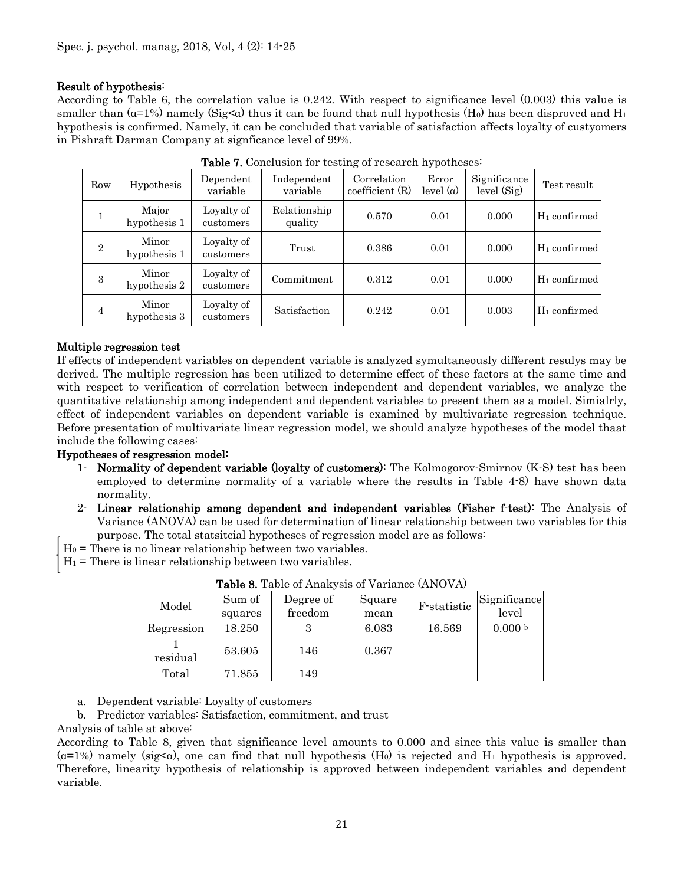**Result of hypothesis**:

According to Table 6, the correlation value is 0.242. With respect to significance level (0.003) this value is smaller than (α=1%) namely (Sig<α) thus it can be found that null hypothesis ($H_0$) has been disproved and $H_1$ hypothesis is confirmed. Namely, it can be concluded that variable of satisfaction affects loyalty of custyomers in Pishraft Darman Company at signficance level of 99%.

**Table 7.** Conclusion for testing of research hypotheses:

| Row | Hypothesis | Dependent variable | Independent variable | Correlation coefficient (R) | Error level (α) | Significance level (Sig) | Test result |
|---|---|---|---|---|---|---|---|
| 1 | Major hypothesis 1 | Loyalty of customers | Relationship quality | 0.570 | 0.01 | 0.000 | $H_1$ confirmed |
| 2 | Minor hypothesis 1 | Loyalty of customers | Trust | 0.386 | 0.01 | 0.000 | $H_1$ confirmed |
| 3 | Minor hypothesis 2 | Loyalty of customers | Commitment | 0.312 | 0.01 | 0.000 | $H_1$ confirmed |
| 4 | Minor hypothesis 3 | Loyalty of customers | Satisfaction | 0.242 | 0.01 | 0.003 | $H_1$ confirmed |

**Multiple regression test**

If effects of independent variables on dependent variable is analyzed symultaneously different resulys may be derived. The multiple regression has been utilized to determine effect of these factors at the same time and with respect to verification of correlation between independent and dependent variables, we analyze the quantitative relationship among independent and dependent variables to present them as a model. Simialrly, effect of independent variables on dependent variable is examined by multivariate regression technique. Before presentation of multivariate linear regression model, we should analyze hypotheses of the model thaat include the following cases:

**Hypotheses of resgression model:**

1- **Normality of dependent variable (loyalty of customers)**: The Kolmogorov-Smirnov (K-S) test has been employed to determine normality of a variable where the results in Table 4-8) have shown data normality.

2- **Linear relationship among dependent and independent variables (Fisher f-test)**: The Analysis of Variance (ANOVA) can be used for determination of linear relationship between two variables for this purpose. The total statsitcial hypotheses of regression model are as follows:

$H_0$ = There is no linear relationship between two variables.
$H_1$ = There is linear relationship between two variables.

**Table 8.** Table of Anakysis of Variance (ANOVA)

| Model | Sum of squares | Degree of freedom | Square mean | F-statistic | Significance level |
|---|---|---|---|---|---|
| Regression | 18.250 | 3 | 6.083 | 16.569 | 0.000 [b] |
| 1 residual | 53.605 | 146 | 0.367 | | |
| Total | 71.855 | 149 | | | |

a. Dependent variable: Loyalty of customers

b. Predictor variables: Satisfaction, commitment, and trust

Analysis of table at above:

According to Table 8, given that significance level amounts to 0.000 and since this value is smaller than (α=1%) namely (sig<α), one can find that null hypothesis ($H_0$) is rejected and $H_1$ hypothesis is approved. Therefore, linearity hypothesis of relationship is approved between independent variables and dependent variable.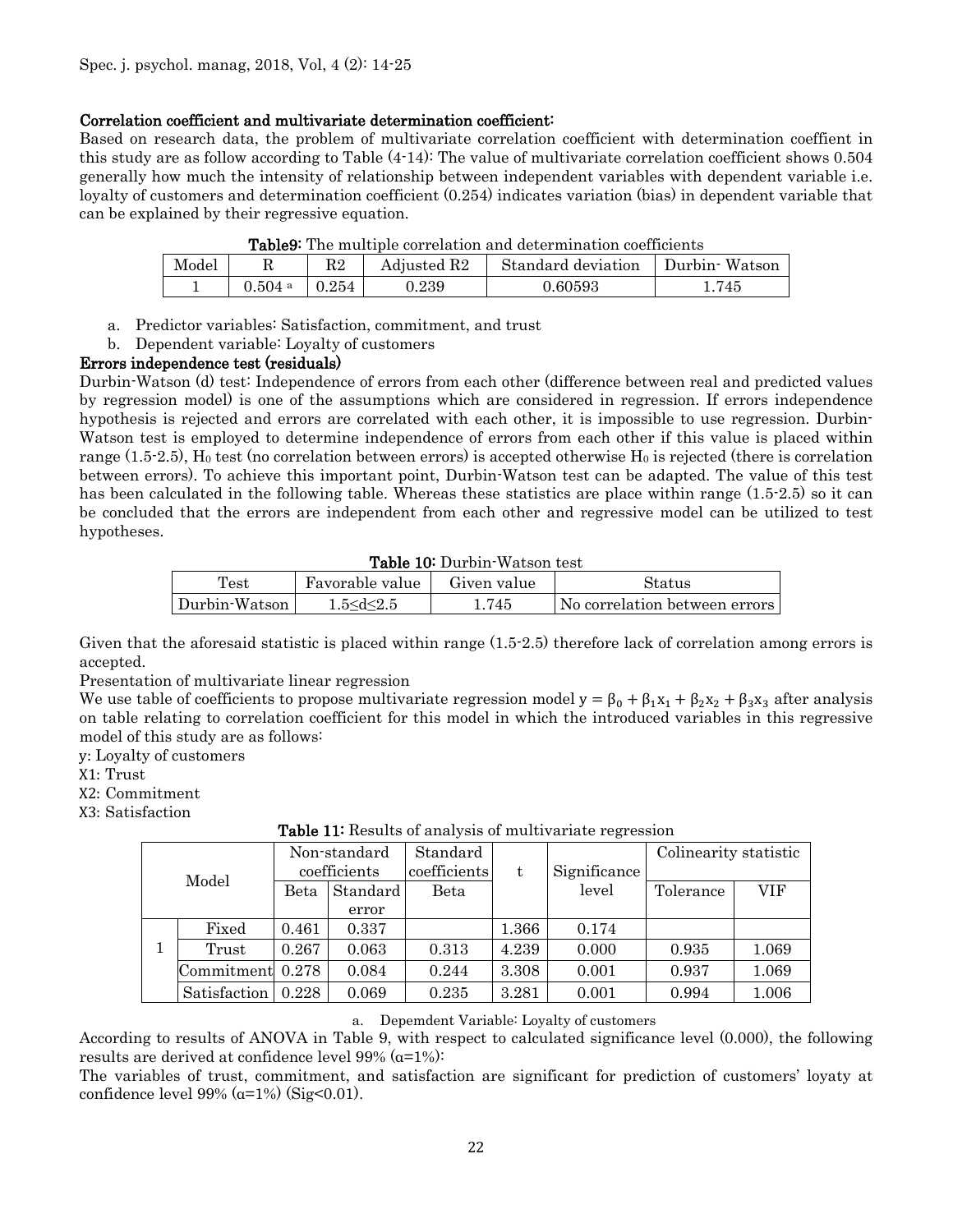**Correlation coefficient and multivariate determination coefficient:**

Based on research data, the problem of multivariate correlation coefficient with determination coeffient in this study are as follow according to Table (4-14): The value of multivariate correlation coefficient shows 0.504 generally how much the intensity of relationship between independent variables with dependent variable i.e. loyalty of customers and determination coefficient (0.254) indicates variation (bias) in dependent variable that can be explained by their regressive equation.

**Table9:** The multiple correlation and determination coefficients

| Model | R | R2 | Adjusted R2 | Standard deviation | Durbin- Watson |
|---|---|---|---|---|---|
| 1 | 0.504 [a] | 0.254 | 0.239 | 0.60593 | 1.745 |

a. Predictor variables: Satisfaction, commitment, and trust

b. Dependent variable: Loyalty of customers

**Errors independence test (residuals)**

Durbin-Watson (d) test: Independence of errors from each other (difference between real and predicted values by regression model) is one of the assumptions which are considered in regression. If errors independence hypothesis is rejected and errors are correlated with each other, it is impossible to use regression. Durbin-Watson test is employed to determine independence of errors from each other if this value is placed within range (1.5-2.5), $H_0$ test (no correlation between errors) is accepted otherwise $H_0$ is rejected (there is correlation between errors). To achieve this important point, Durbin-Watson test can be adapted. The value of this test has been calculated in the following table. Whereas these statistics are place within range (1.5-2.5) so it can be concluded that the errors are independent from each other and regressive model can be utilized to test hypotheses.

**Table 10:** Durbin-Watson test

| Test | Favorable value | Given value | Status |
|---|---|---|---|
| Durbin-Watson | $1.5 \leq d \leq 2.5$ | 1.745 | No correlation between errors |

Given that the aforesaid statistic is placed within range (1.5-2.5) therefore lack of correlation among errors is accepted.

Presentation of multivariate linear regression

We use table of coefficients to propose multivariate regression model $y = \beta_0 + \beta_1 x_1 + \beta_2 x_2 + \beta_3 x_3$ after analysis on table relating to correlation coefficient for this model in which the introduced variables in this regressive model of this study are as follows:

y: Loyalty of customers

X1: Trust

X2: Commitment

X3: Satisfaction

**Table 11:** Results of analysis of multivariate regression

| Model | | Non-standard coefficients | | Standard coefficients | t | Significance level | Colinearity statistic | |
|---|---|---|---|---|---|---|---|---|
| | | Beta | Standard error | Beta | | | Tolerance | VIF |
| 1 | Fixed | 0.461 | 0.337 | | 1.366 | 0.174 | | |
| | Trust | 0.267 | 0.063 | 0.313 | 4.239 | 0.000 | 0.935 | 1.069 |
| | Commitment | 0.278 | 0.084 | 0.244 | 3.308 | 0.001 | 0.937 | 1.069 |
| | Satisfaction | 0.228 | 0.069 | 0.235 | 3.281 | 0.001 | 0.994 | 1.006 |

a. Depemdent Variable: Loyalty of customers

According to results of ANOVA in Table 9, with respect to calculated significance level (0.000), the following results are derived at confidence level 99% ($\alpha$=1%):

The variables of trust, commitment, and satisfaction are significant for prediction of customers' loyaty at confidence level 99% ($\alpha$=1%) (Sig<0.01).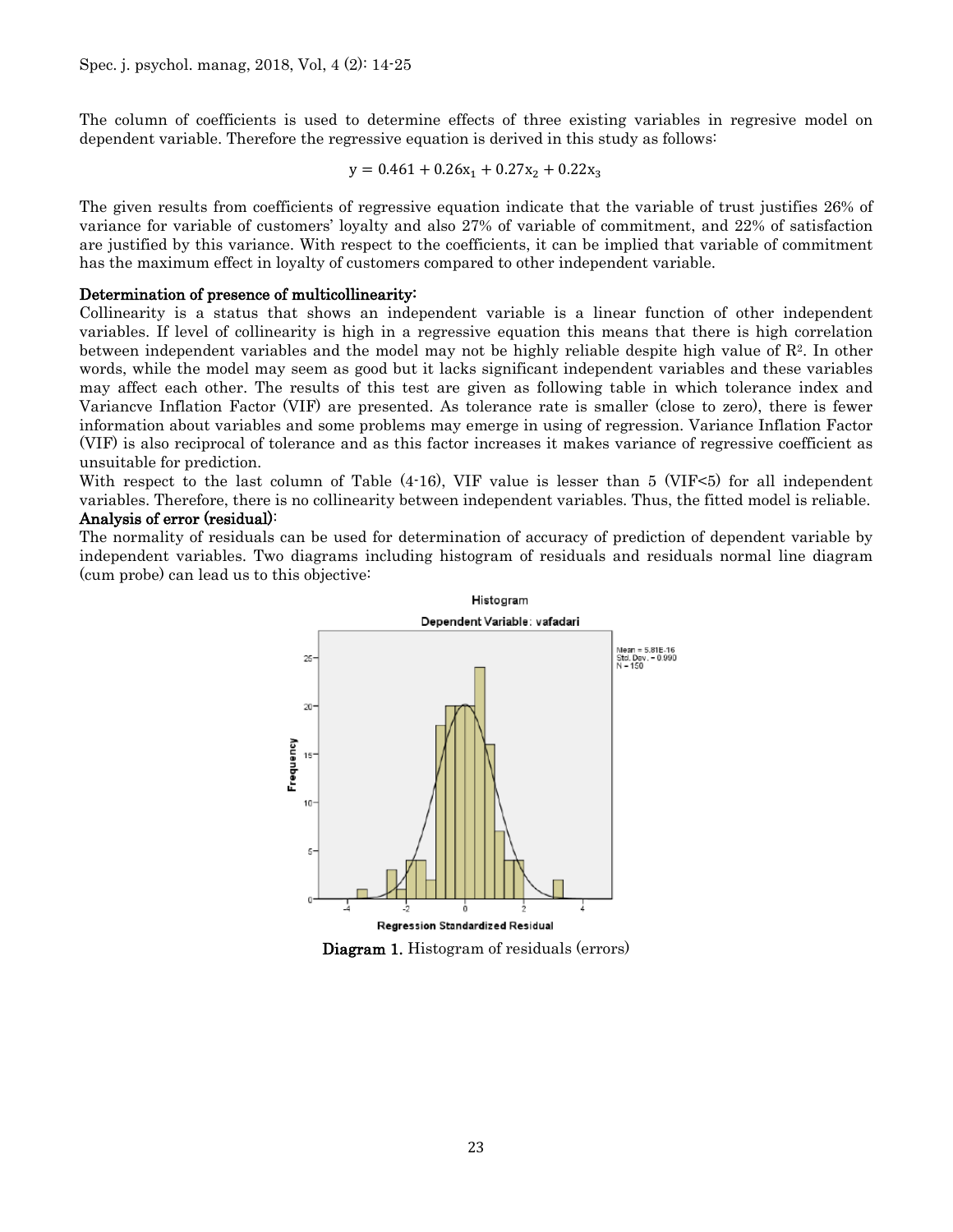The column of coefficients is used to determine effects of three existing variables in regresive model on dependent variable. Therefore the regressive equation is derived in this study as follows:

$$y = 0.461 + 0.26x_1 + 0.27x_2 + 0.22x_3$$

The given results from coefficients of regressive equation indicate that the variable of trust justifies 26% of variance for variable of customers' loyalty and also 27% of variable of commitment, and 22% of satisfaction are justified by this variance. With respect to the coefficients, it can be implied that variable of commitment has the maximum effect in loyalty of customers compared to other independent variable.

**Determination of presence of multicollinearity:**

Collinearity is a status that shows an independent variable is a linear function of other independent variables. If level of collinearity is high in a regressive equation this means that there is high correlation between independent variables and the model may not be highly reliable despite high value of $R^2$. In other words, while the model may seem as good but it lacks significant independent variables and these variables may affect each other. The results of this test are given as following table in which tolerance index and Variancve Inflation Factor (VIF) are presented. As tolerance rate is smaller (close to zero), there is fewer information about variables and some problems may emerge in using of regression. Variance Inflation Factor (VIF) is also reciprocal of tolerance and as this factor increases it makes variance of regressive coefficient as unsuitable for prediction.

With respect to the last column of Table (4-16), VIF value is lesser than 5 (VIF<5) for all independent variables. Therefore, there is no collinearity between independent variables. Thus, the fitted model is reliable.

**Analysis of error (residual):**

The normality of residuals can be used for determination of accuracy of prediction of dependent variable by independent variables. Two diagrams including histogram of residuals and residuals normal line diagram (cum probe) can lead us to this objective:

**Diagram 1.** Histogram of residuals (errors)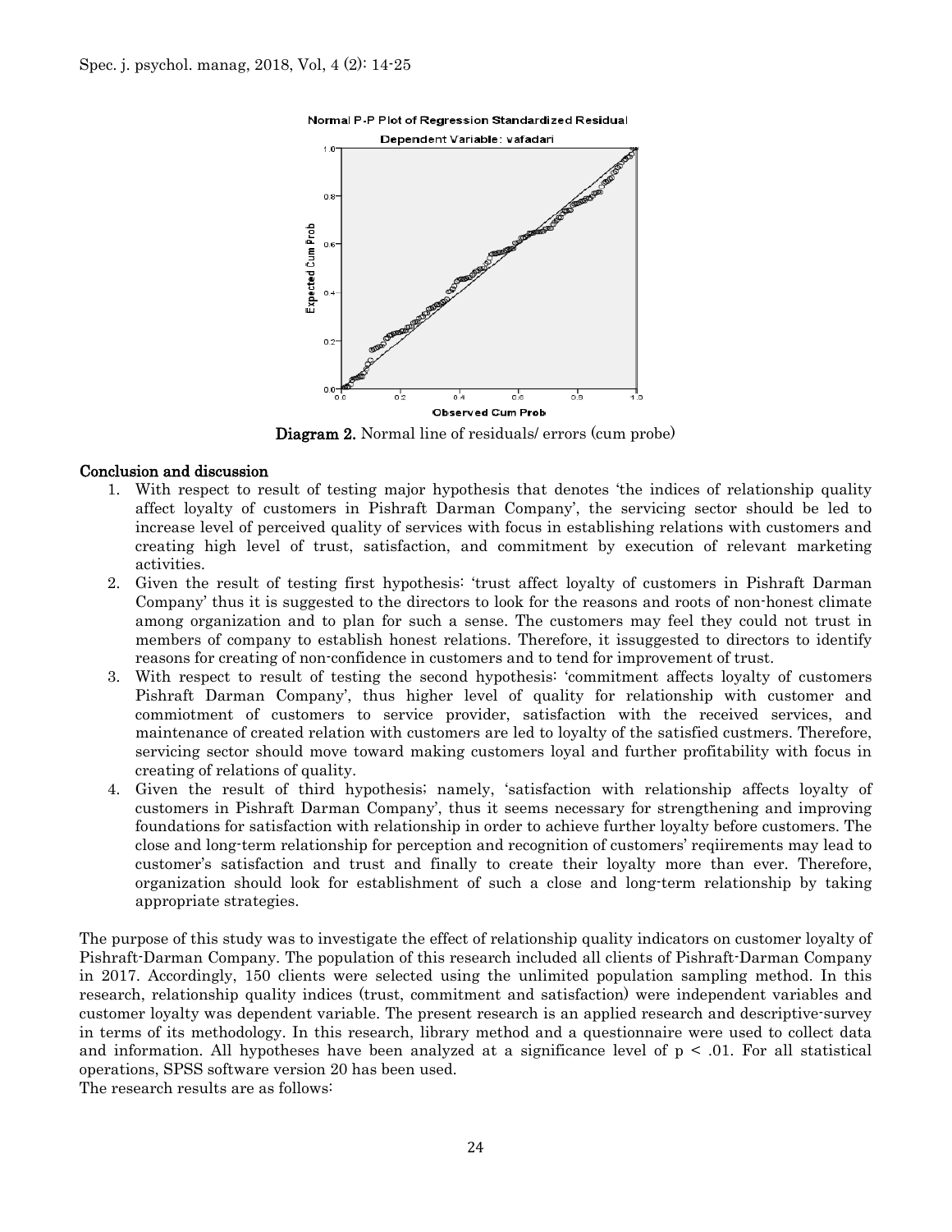Diagram 2. Normal line of residuals/ errors (cum probe)

## Conclusion and discussion

1. With respect to result of testing major hypothesis that denotes 'the indices of relationship quality affect loyalty of customers in Pishraft Darman Company', the servicing sector should be led to increase level of perceived quality of services with focus in establishing relations with customers and creating high level of trust, satisfaction, and commitment by execution of relevant marketing activities.
2. Given the result of testing first hypothesis: 'trust affect loyalty of customers in Pishraft Darman Company' thus it is suggested to the directors to look for the reasons and roots of non-honest climate among organization and to plan for such a sense. The customers may feel they could not trust in members of company to establish honest relations. Therefore, it issuggested to directors to identify reasons for creating of non-confidence in customers and to tend for improvement of trust.
3. With respect to result of testing the second hypothesis: 'commitment affects loyalty of customers Pishraft Darman Company', thus higher level of quality for relationship with customer and commiotment of customers to service provider, satisfaction with the received services, and maintenance of created relation with customers are led to loyalty of the satisfied custmers. Therefore, servicing sector should move toward making customers loyal and further profitability with focus in creating of relations of quality.
4. Given the result of third hypothesis; namely, 'satisfaction with relationship affects loyalty of customers in Pishraft Darman Company', thus it seems necessary for strengthening and improving foundations for satisfaction with relationship in order to achieve further loyalty before customers. The close and long-term relationship for perception and recognition of customers' reqiirements may lead to customer's satisfaction and trust and finally to create their loyalty more than ever. Therefore, organization should look for establishment of such a close and long-term relationship by taking appropriate strategies.

The purpose of this study was to investigate the effect of relationship quality indicators on customer loyalty of Pishraft-Darman Company. The population of this research included all clients of Pishraft-Darman Company in 2017. Accordingly, 150 clients were selected using the unlimited population sampling method. In this research, relationship quality indices (trust, commitment and satisfaction) were independent variables and customer loyalty was dependent variable. The present research is an applied research and descriptive-survey in terms of its methodology. In this research, library method and a questionnaire were used to collect data and information. All hypotheses have been analyzed at a significance level of $p < .01$. For all statistical operations, SPSS software version 20 has been used.

The research results are as follows: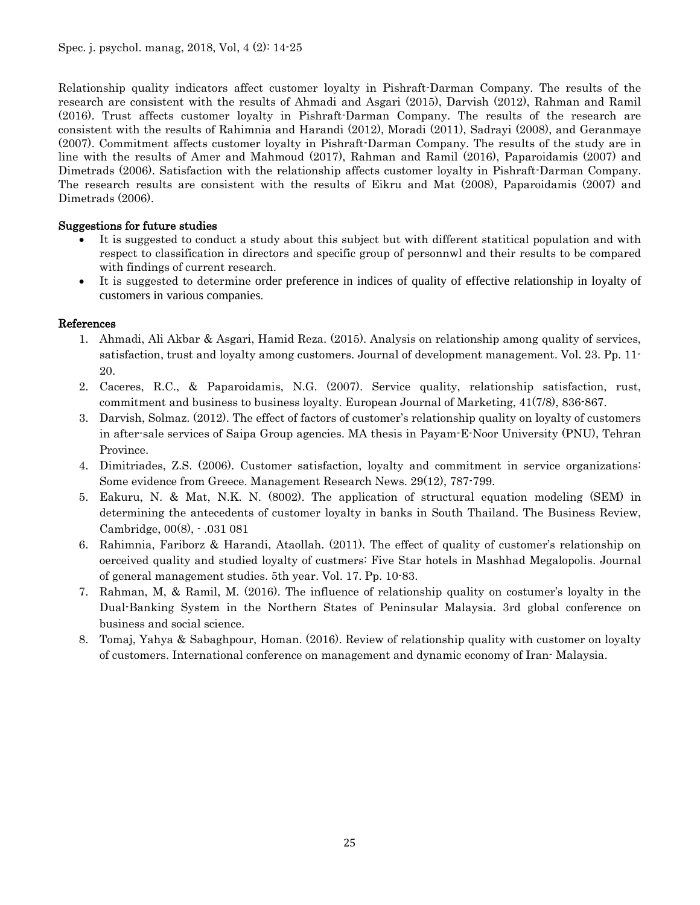Relationship quality indicators affect customer loyalty in Pishraft-Darman Company. The results of the research are consistent with the results of Ahmadi and Asgari (2015), Darvish (2012), Rahman and Ramil (2016). Trust affects customer loyalty in Pishraft-Darman Company. The results of the research are consistent with the results of Rahimnia and Harandi (2012), Moradi (2011), Sadrayi (2008), and Geranmaye (2007). Commitment affects customer loyalty in Pishraft-Darman Company. The results of the study are in line with the results of Amer and Mahmoud (2017), Rahman and Ramil (2016), Paparoidamis (2007) and Dimetrads (2006). Satisfaction with the relationship affects customer loyalty in Pishraft-Darman Company. The research results are consistent with the results of Eikru and Mat (2008), Paparoidamis (2007) and Dimetrads (2006).

## Suggestions for future studies

- It is suggested to conduct a study about this subject but with different statitical population and with respect to classification in directors and specific group of personnwl and their results to be compared with findings of current research.
- It is suggested to determine order preference in indices of quality of effective relationship in loyalty of customers in various companies.

## References

1. Ahmadi, Ali Akbar & Asgari, Hamid Reza. (2015). Analysis on relationship among quality of services, satisfaction, trust and loyalty among customers. Journal of development management. Vol. 23. Pp. 11-20.
2. Caceres, R.C., & Paparoidamis, N.G. (2007). Service quality, relationship satisfaction, rust, commitment and business to business loyalty. European Journal of Marketing, 41(7/8), 836-867.
3. Darvish, Solmaz. (2012). The effect of factors of customer's relationship quality on loyalty of customers in after-sale services of Saipa Group agencies. MA thesis in Payam-E-Noor University (PNU), Tehran Province.
4. Dimitriades, Z.S. (2006). Customer satisfaction, loyalty and commitment in service organizations: Some evidence from Greece. Management Research News. 29(12), 787-799.
5. Eakuru, N. & Mat, N.K. N. (8002). The application of structural equation modeling (SEM) in determining the antecedents of customer loyalty in banks in South Thailand. The Business Review, Cambridge, 00(8), - .031 081
6. Rahimnia, Fariborz & Harandi, Ataollah. (2011). The effect of quality of customer's relationship on oerceived quality and studied loyalty of custmers: Five Star hotels in Mashhad Megalopolis. Journal of general management studies. 5th year. Vol. 17. Pp. 10-83.
7. Rahman, M, & Ramil, M. (2016). The influence of relationship quality on costumer's loyalty in the Dual-Banking System in the Northern States of Peninsular Malaysia. 3rd global conference on business and social science.
8. Tomaj, Yahya & Sabaghpour, Homan. (2016). Review of relationship quality with customer on loyalty of customers. International conference on management and dynamic economy of Iran- Malaysia.